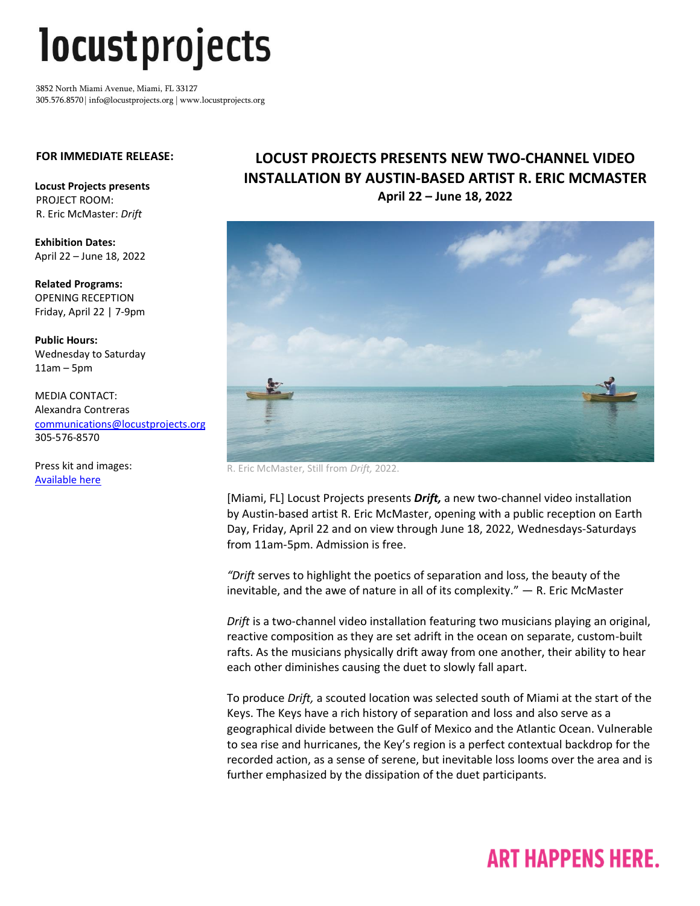# locustprojects

3852 North Miami Avenue, Miami, FL 33127
305.576.8570 | info@locustprojects.org | www.locustprojects.org

**FOR IMMEDIATE RELEASE:**

**Locust Projects presents**
PROJECT ROOM:
R. Eric McMaster: *Drift*

**Exhibition Dates:**
April 22 – June 18, 2022

**Related Programs:**
OPENING RECEPTION
Friday, April 22 | 7-9pm

**Public Hours:**
Wednesday to Saturday
11am – 5pm

MEDIA CONTACT:
Alexandra Contreras
communications@locustprojects.org
305-576-8570

Press kit and images:
Available here

## LOCUST PROJECTS PRESENTS NEW TWO-CHANNEL VIDEO INSTALLATION BY AUSTIN-BASED ARTIST R. ERIC MCMASTER

**April 22 – June 18, 2022**

R. Eric McMaster, Still from *Drift,* 2022.

[Miami, FL] Locust Projects presents ***Drift,*** a new two-channel video installation by Austin-based artist R. Eric McMaster, opening with a public reception on Earth Day, Friday, April 22 and on view through June 18, 2022, Wednesdays-Saturdays from 11am-5pm. Admission is free.

*"Drift* serves to highlight the poetics of separation and loss, the beauty of the inevitable, and the awe of nature in all of its complexity." — R. Eric McMaster

*Drift* is a two-channel video installation featuring two musicians playing an original, reactive composition as they are set adrift in the ocean on separate, custom-built rafts. As the musicians physically drift away from one another, their ability to hear each other diminishes causing the duet to slowly fall apart.

To produce *Drift,* a scouted location was selected south of Miami at the start of the Keys. The Keys have a rich history of separation and loss and also serve as a geographical divide between the Gulf of Mexico and the Atlantic Ocean. Vulnerable to sea rise and hurricanes, the Key's region is a perfect contextual backdrop for the recorded action, as a sense of serene, but inevitable loss looms over the area and is further emphasized by the dissipation of the duet participants.

**ART HAPPENS HERE.**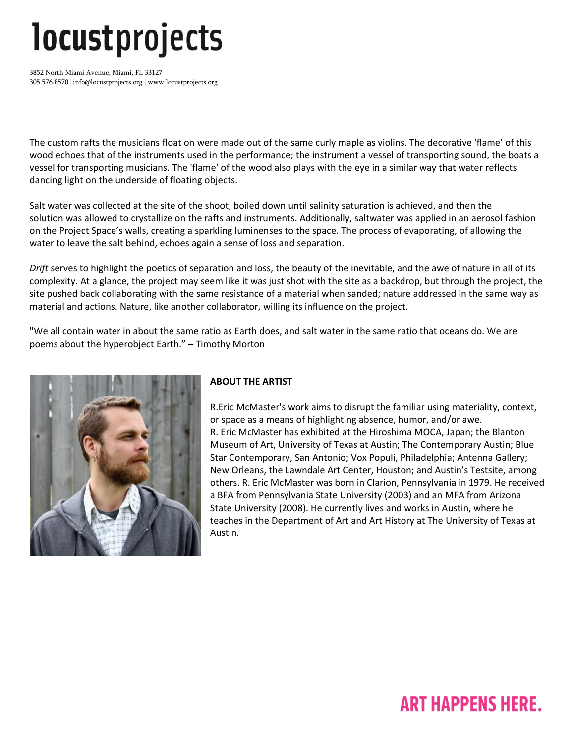The custom rafts the musicians float on were made out of the same curly maple as violins. The decorative 'flame' of this wood echoes that of the instruments used in the performance; the instrument a vessel of transporting sound, the boats a vessel for transporting musicians. The 'flame' of the wood also plays with the eye in a similar way that water reflects dancing light on the underside of floating objects.

Salt water was collected at the site of the shoot, boiled down until salinity saturation is achieved, and then the solution was allowed to crystallize on the rafts and instruments. Additionally, saltwater was applied in an aerosol fashion on the Project Space's walls, creating a sparkling luminenses to the space. The process of evaporating, of allowing the water to leave the salt behind, echoes again a sense of loss and separation.

*Drift* serves to highlight the poetics of separation and loss, the beauty of the inevitable, and the awe of nature in all of its complexity. At a glance, the project may seem like it was just shot with the site as a backdrop, but through the project, the site pushed back collaborating with the same resistance of a material when sanded; nature addressed in the same way as material and actions. Nature, like another collaborator, willing its influence on the project.

"We all contain water in about the same ratio as Earth does, and salt water in the same ratio that oceans do. We are poems about the hyperobject Earth." – Timothy Morton

**ABOUT THE ARTIST**

R.Eric McMaster's work aims to disrupt the familiar using materiality, context, or space as a means of highlighting absence, humor, and/or awe. R. Eric McMaster has exhibited at the Hiroshima MOCA, Japan; the Blanton Museum of Art, University of Texas at Austin; The Contemporary Austin; Blue Star Contemporary, San Antonio; Vox Populi, Philadelphia; Antenna Gallery; New Orleans, the Lawndale Art Center, Houston; and Austin's Testsite, among others. R. Eric McMaster was born in Clarion, Pennsylvania in 1979. He received a BFA from Pennsylvania State University (2003) and an MFA from Arizona State University (2008). He currently lives and works in Austin, where he teaches in the Department of Art and Art History at The University of Texas at Austin.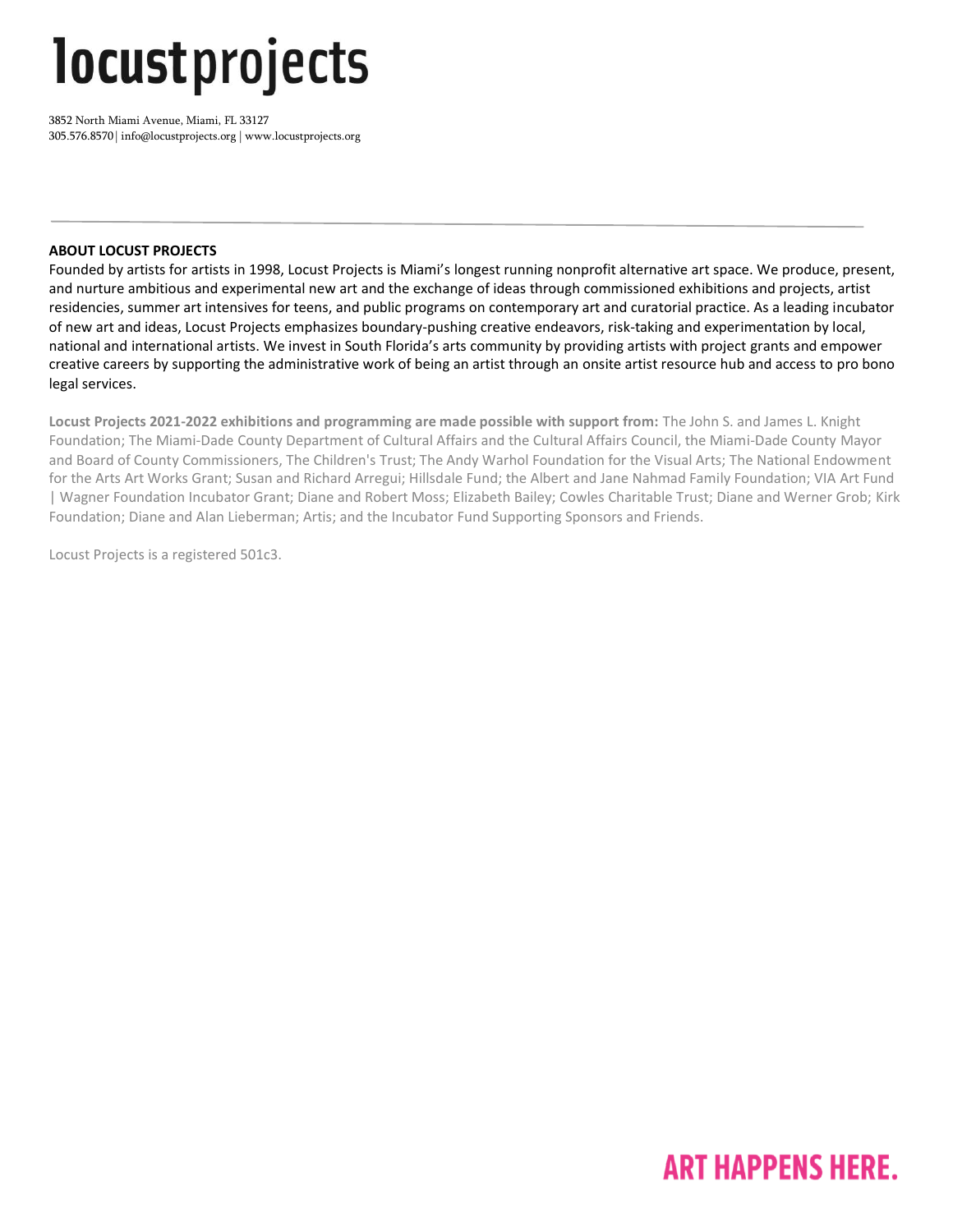# locust projects

3852 North Miami Avenue, Miami, FL 33127
305.576.8570| info@locustprojects.org | www.locustprojects.org

---

**ABOUT LOCUST PROJECTS**

Founded by artists for artists in 1998, Locust Projects is Miami's longest running nonprofit alternative art space. We produce, present, and nurture ambitious and experimental new art and the exchange of ideas through commissioned exhibitions and projects, artist residencies, summer art intensives for teens, and public programs on contemporary art and curatorial practice. As a leading incubator of new art and ideas, Locust Projects emphasizes boundary-pushing creative endeavors, risk-taking and experimentation by local, national and international artists. We invest in South Florida's arts community by providing artists with project grants and empower creative careers by supporting the administrative work of being an artist through an onsite artist resource hub and access to pro bono legal services.

**Locust Projects 2021-2022 exhibitions and programming are made possible with support from:** The John S. and James L. Knight Foundation; The Miami-Dade County Department of Cultural Affairs and the Cultural Affairs Council, the Miami-Dade County Mayor and Board of County Commissioners, The Children's Trust; The Andy Warhol Foundation for the Visual Arts; The National Endowment for the Arts Art Works Grant; Susan and Richard Arregui; Hillsdale Fund; the Albert and Jane Nahmad Family Foundation; VIA Art Fund | Wagner Foundation Incubator Grant; Diane and Robert Moss; Elizabeth Bailey; Cowles Charitable Trust; Diane and Werner Grob; Kirk Foundation; Diane and Alan Lieberman; Artis; and the Incubator Fund Supporting Sponsors and Friends.

Locust Projects is a registered 501c3.

**ART HAPPENS HERE.**